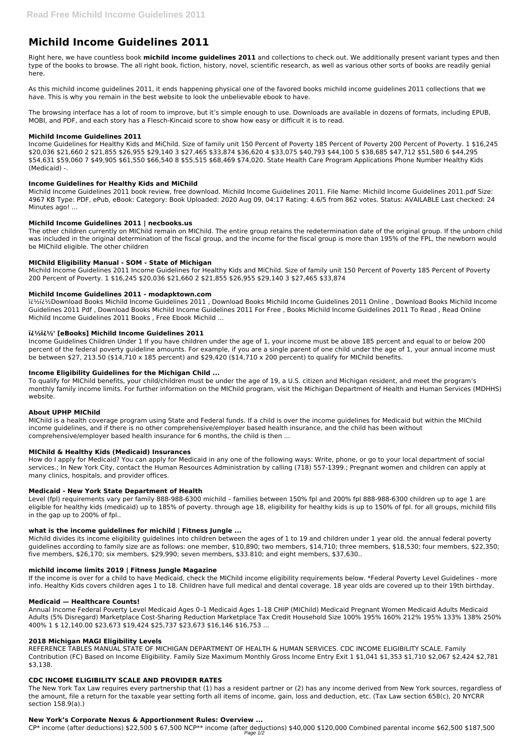# Michild Income Guidelines 2011

Right here, we have countless book **michild income guidelines 2011** and collections to check out. We additionally present variant types and then type of the books to browse. The all right book, fiction, history, novel, scientific research, as well as various other sorts of books are readily genial here.

As this michild income guidelines 2011, it ends happening physical one of the favored books michild income guidelines 2011 collections that we have. This is why you remain in the best website to look the unbelievable ebook to have.

The browsing interface has a lot of room to improve, but it's simple enough to use. Downloads are available in dozens of formats, including EPUB, MOBI, and PDF, and each story has a Flesch-Kincaid score to show how easy or difficult it is to read.

### Michild Income Guidelines 2011

Income Guidelines for Healthy Kids and MiChild. Size of family unit 150 Percent of Poverty 185 Percent of Poverty 200 Percent of Poverty. 1 $16,245 $20,036 $21,660 2 $21,855 $26,955 $29,140 3 $27,465 $33,874 $36,620 4 $33,075 $40,793 $44,100 5 $38,685 $47,712 $51,580 6 $44,295 $54,631 $59,060 7 $49,905 $61,550 $66,540 8 $55,515 $68,469 $74,020. State Health Care Program Applications Phone Number Healthy Kids (Medicaid) -.

### Income Guidelines for Healthy Kids and MiChild

Michild Income Guidelines 2011 book review, free download. Michild Income Guidelines 2011. File Name: Michild Income Guidelines 2011.pdf Size: 4967 KB Type: PDF, ePub, eBook: Category: Book Uploaded: 2020 Aug 09, 04:17 Rating: 4.6/5 from 862 votes. Status: AVAILABLE Last checked: 24 Minutes ago! ...

### Michild Income Guidelines 2011 | necbooks.us

The other children currently on MIChild remain on MIChild. The entire group retains the redetermination date of the original group. If the unborn child was included in the original determination of the fiscal group, and the income for the fiscal group is more than 195% of the FPL, the newborn would be MIChild eligible. The other children

### MIChild Eligibility Manual - SOM - State of Michigan

Michild Income Guidelines 2011 Income Guidelines for Healthy Kids and MiChild. Size of family unit 150 Percent of Poverty 185 Percent of Poverty 200 Percent of Poverty. 1 $16,245 $20,036 $21,660 2 $21,855 $26,955 $29,140 3 $27,465 $33,874

### Michild Income Guidelines 2011 - modapktown.com

ï¿½ï¿½Download Books Michild Income Guidelines 2011 , Download Books Michild Income Guidelines 2011 Online , Download Books Michild Income Guidelines 2011 Pdf , Download Books Michild Income Guidelines 2011 For Free , Books Michild Income Guidelines 2011 To Read , Read Online Michild Income Guidelines 2011 Books , Free Ebook Michild ...

### ï¿½ï¿½' [eBooks] Michild Income Guidelines 2011

Income Guidelines Children Under 1 If you have children under the age of 1, your income must be above 185 percent and equal to or below 200 percent of the federal poverty guideline amounts. For example, if you are a single parent of one child under the age of 1, your annual income must be between $27, 213.50 ($14,710 x 185 percent) and $29,420 ($14,710 x 200 percent) to qualify for MIChild benefits.

### Income Eligibility Guidelines for the Michigan Child ...

To qualify for MIChild benefits, your child/children must be under the age of 19, a U.S. citizen and Michigan resident, and meet the program's monthly family income limits. For further information on the MIChild program, visit the Michigan Department of Health and Human Services (MDHHS) website.

### About UPHP MIChild

MIChild is a health coverage program using State and Federal funds. If a child is over the income guidelines for Medicaid but within the MIChild income guidelines, and if there is no other comprehensive/employer based health insurance, and the child has been without comprehensive/employer based health insurance for 6 months, the child is then ...

### MIChild & Healthy Kids (Medicaid) Insurances

How do I apply for Medicaid? You can apply for Medicaid in any one of the following ways: Write, phone, or go to your local department of social services.; In New York City, contact the Human Resources Administration by calling (718) 557-1399.; Pregnant women and children can apply at many clinics, hospitals, and provider offices.

### Medicaid - New York State Department of Health

Level (fpl) requirements vary per family 888-988-6300 michild – families between 150% fpl and 200% fpl 888-988-6300 children up to age 1 are eligible for healthy kids (medicaid) up to 185% of poverty. through age 18, eligibility for healthy kids is up to 150% of fpl. for all groups, michild fills in the gap up to 200% of fpl..

### what is the income guidelines for michild | Fitness Jungle ...

Michild divides its income eligibility guidelines into children between the ages of 1 to 19 and children under 1 year old. the annual federal poverty guidelines according to family size are as follows: one member, $10,890; two members, $14,710; three members, $18,530; four members, $22,350; five members, $26,170; six members, $29,990; seven members, $33.810; and eight members, $37,630..

### michild income limits 2019 | Fitness Jungle Magazine

If the income is over for a child to have Medicaid, check the MIChild income eligibility requirements below. *Federal Poverty Level Guidelines - more info. Healthy Kids covers children ages 1 to 18. Children have full medical and dental coverage. 18 year olds are covered up to their 19th birthday.

### Medicaid — Healthcare Counts!

Annual Income Federal Poverty Level Medicaid Ages 0–1 Medicaid Ages 1–18 CHIP (MIChild) Medicaid Pregnant Women Medicaid Adults Medicaid Adults (5% Disregard) Marketplace Cost-Sharing Reduction Marketplace Tax Credit Household Size 100% 195% 160% 212% 195% 133% 138% 250% 400% 1 $ 12,140.00 $23,673 $19,424 $25,737 $23,673 $16,146 $16,753 ...

### 2018 Michigan MAGI Eligibility Levels

REFERENCE TABLES MANUAL STATE OF MICHIGAN DEPARTMENT OF HEALTH & HUMAN SERVICES. CDC INCOME ELIGIBILITY SCALE. Family Contribution (FC) Based on Income Eligibility. Family Size Maximum Monthly Gross Income Entry Exit 1 $1,041 $1,353 $1,710 $2,067 $2,424 $2,781 $3,138.

### CDC INCOME ELIGIBILITY SCALE AND PROVIDER RATES

The New York Tax Law requires every partnership that (1) has a resident partner or (2) has any income derived from New York sources, regardless of the amount, file a return for the taxable year setting forth all items of income, gain, loss and deduction, etc. (Tax Law section 658(c), 20 NYCRR section 158.9(a).)

### New York's Corporate Nexus & Apportionment Rules: Overview ...

CP* income (after deductions) $22,500 $ 67,500 NCP** income (after deductions) $40,000 $120,000 Combined parental income $62,500 $187,500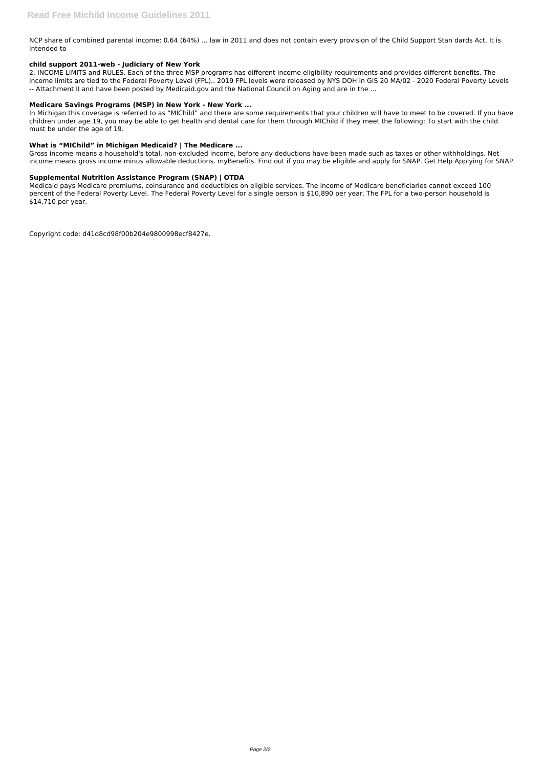NCP share of combined parental income: 0.64 (64%) ... law in 2011 and does not contain every provision of the Child Support Stan dards Act. It is intended to

### child support 2011-web - Judiciary of New York

2. INCOME LIMITS and RULES. Each of the three MSP programs has different income eligibility requirements and provides different benefits. The income limits are tied to the Federal Poverty Level (FPL).. 2019 FPL levels were released by NYS DOH in GIS 20 MA/02 - 2020 Federal Poverty Levels -- Attachment II and have been posted by Medicaid.gov and the National Council on Aging and are in the ...

### Medicare Savings Programs (MSP) in New York - New York ...

In Michigan this coverage is referred to as “MIChild” and there are some requirements that your children will have to meet to be covered. If you have children under age 19, you may be able to get health and dental care for them through MIChild if they meet the following: To start with the child must be under the age of 19.

### What is “MIChild” in Michigan Medicaid? | The Medicare ...

Gross income means a household's total, non-excluded income, before any deductions have been made such as taxes or other withholdings. Net income means gross income minus allowable deductions. myBenefits. Find out if you may be eligible and apply for SNAP. Get Help Applying for SNAP

### Supplemental Nutrition Assistance Program (SNAP) | OTDA

Medicaid pays Medicare premiums, coinsurance and deductibles on eligible services. The income of Medicare beneficiaries cannot exceed 100 percent of the Federal Poverty Level. The Federal Poverty Level for a single person is $10,890 per year. The FPL for a two-person household is $14,710 per year.

Copyright code: d41d8cd98f00b204e9800998ecf8427e.